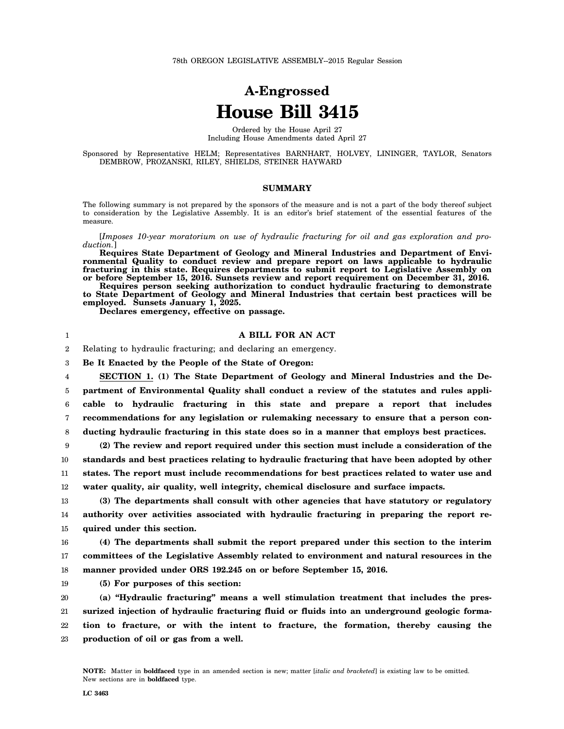78th OREGON LEGISLATIVE ASSEMBLY--2015 Regular Session

# A-Engrossed
# House Bill 3415

Ordered by the House April 27
Including House Amendments dated April 27

Sponsored by Representative HELM; Representatives BARNHART, HOLVEY, LININGER, TAYLOR, Senators DEMBROW, PROZANSKI, RILEY, SHIELDS, STEINER HAYWARD

## SUMMARY

The following summary is not prepared by the sponsors of the measure and is not a part of the body thereof subject to consideration by the Legislative Assembly. It is an editor's brief statement of the essential features of the measure.

[*Imposes 10-year moratorium on use of hydraulic fracturing for oil and gas exploration and production.*]

**Requires State Department of Geology and Mineral Industries and Department of Environmental Quality to conduct review and prepare report on laws applicable to hydraulic fracturing in this state. Requires departments to submit report to Legislative Assembly on or before September 15, 2016. Sunsets review and report requirement on December 31, 2016.**

**Requires person seeking authorization to conduct hydraulic fracturing to demonstrate to State Department of Geology and Mineral Industries that certain best practices will be employed. Sunsets January 1, 2025.**

**Declares emergency, effective on passage.**

### A BILL FOR AN ACT

Relating to hydraulic fracturing; and declaring an emergency.

**Be It Enacted by the People of the State of Oregon:**

**SECTION 1. (1) The State Department of Geology and Mineral Industries and the Department of Environmental Quality shall conduct a review of the statutes and rules applicable to hydraulic fracturing in this state and prepare a report that includes recommendations for any legislation or rulemaking necessary to ensure that a person conducting hydraulic fracturing in this state does so in a manner that employs best practices.**

**(2) The review and report required under this section must include a consideration of the standards and best practices relating to hydraulic fracturing that have been adopted by other states. The report must include recommendations for best practices related to water use and water quality, air quality, well integrity, chemical disclosure and surface impacts.**

**(3) The departments shall consult with other agencies that have statutory or regulatory authority over activities associated with hydraulic fracturing in preparing the report required under this section.**

**(4) The departments shall submit the report prepared under this section to the interim committees of the Legislative Assembly related to environment and natural resources in the manner provided under ORS 192.245 on or before September 15, 2016.**

**(5) For purposes of this section:**

**(a) "Hydraulic fracturing" means a well stimulation treatment that includes the pressurized injection of hydraulic fracturing fluid or fluids into an underground geologic formation to fracture, or with the intent to fracture, the formation, thereby causing the production of oil or gas from a well.**

**NOTE:** Matter in **boldfaced** type in an amended section is new; matter [*italic and bracketed*] is existing law to be omitted. New sections are in **boldfaced** type.

LC 3463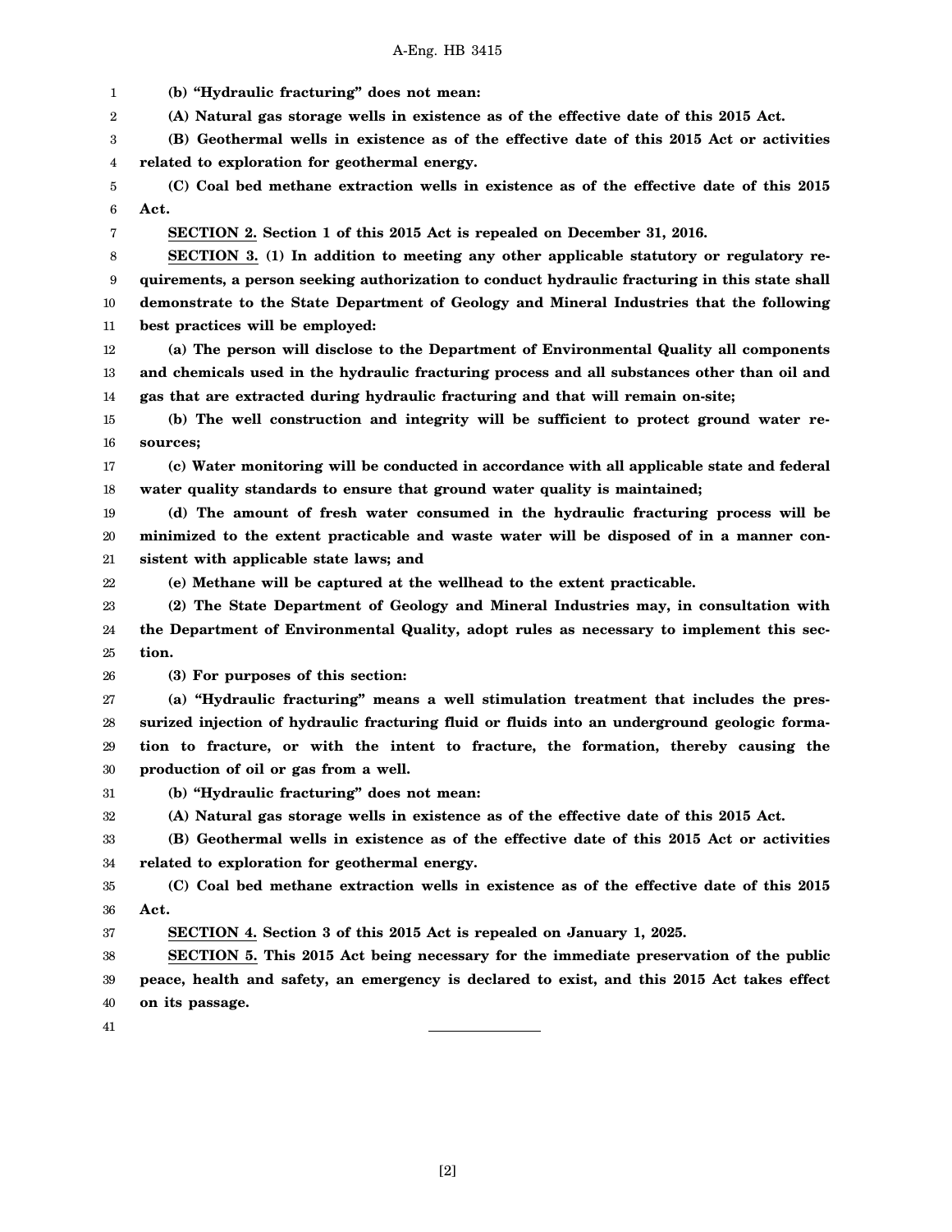**(b) "Hydraulic fracturing" does not mean:**

**(A) Natural gas storage wells in existence as of the effective date of this 2015 Act.**

**(B) Geothermal wells in existence as of the effective date of this 2015 Act or activities related to exploration for geothermal energy.**

**(C) Coal bed methane extraction wells in existence as of the effective date of this 2015 Act.**

**SECTION 2. Section 1 of this 2015 Act is repealed on December 31, 2016.**

**SECTION 3. (1) In addition to meeting any other applicable statutory or regulatory requirements, a person seeking authorization to conduct hydraulic fracturing in this state shall demonstrate to the State Department of Geology and Mineral Industries that the following best practices will be employed:**

**(a) The person will disclose to the Department of Environmental Quality all components and chemicals used in the hydraulic fracturing process and all substances other than oil and gas that are extracted during hydraulic fracturing and that will remain on-site;**

**(b) The well construction and integrity will be sufficient to protect ground water resources;**

**(c) Water monitoring will be conducted in accordance with all applicable state and federal water quality standards to ensure that ground water quality is maintained;**

**(d) The amount of fresh water consumed in the hydraulic fracturing process will be minimized to the extent practicable and waste water will be disposed of in a manner consistent with applicable state laws; and**

**(e) Methane will be captured at the wellhead to the extent practicable.**

**(2) The State Department of Geology and Mineral Industries may, in consultation with the Department of Environmental Quality, adopt rules as necessary to implement this section.**

**(3) For purposes of this section:**

**(a) "Hydraulic fracturing" means a well stimulation treatment that includes the pressurized injection of hydraulic fracturing fluid or fluids into an underground geologic formation to fracture, or with the intent to fracture, the formation, thereby causing the production of oil or gas from a well.**

**(b) "Hydraulic fracturing" does not mean:**

**(A) Natural gas storage wells in existence as of the effective date of this 2015 Act.**

**(B) Geothermal wells in existence as of the effective date of this 2015 Act or activities related to exploration for geothermal energy.**

**(C) Coal bed methane extraction wells in existence as of the effective date of this 2015 Act.**

**SECTION 4. Section 3 of this 2015 Act is repealed on January 1, 2025.**

**SECTION 5. This 2015 Act being necessary for the immediate preservation of the public peace, health and safety, an emergency is declared to exist, and this 2015 Act takes effect on its passage.**